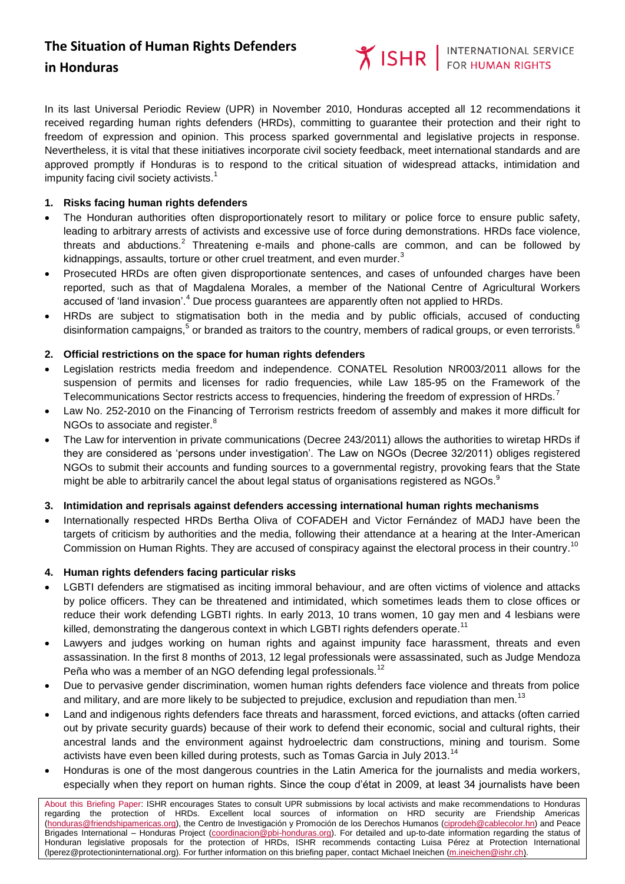# The Situation of Human Rights Defenders in Honduras

ISHR | INTERNATIONAL SERVICE FOR HUMAN RIGHTS

In its last Universal Periodic Review (UPR) in November 2010, Honduras accepted all 12 recommendations it received regarding human rights defenders (HRDs), committing to guarantee their protection and their right to freedom of expression and opinion. This process sparked governmental and legislative projects in response. Nevertheless, it is vital that these initiatives incorporate civil society feedback, meet international standards and are approved promptly if Honduras is to respond to the critical situation of widespread attacks, intimidation and impunity facing civil society activists.[1]

## 1. Risks facing human rights defenders

- The Honduran authorities often disproportionately resort to military or police force to ensure public safety, leading to arbitrary arrests of activists and excessive use of force during demonstrations. HRDs face violence, threats and abductions.[2] Threatening e-mails and phone-calls are common, and can be followed by kidnappings, assaults, torture or other cruel treatment, and even murder.[3]
- Prosecuted HRDs are often given disproportionate sentences, and cases of unfounded charges have been reported, such as that of Magdalena Morales, a member of the National Centre of Agricultural Workers accused of 'land invasion'.[4] Due process guarantees are apparently often not applied to HRDs.
- HRDs are subject to stigmatisation both in the media and by public officials, accused of conducting disinformation campaigns,[5] or branded as traitors to the country, members of radical groups, or even terrorists.[6]

## 2. Official restrictions on the space for human rights defenders

- Legislation restricts media freedom and independence. CONATEL Resolution NR003/2011 allows for the suspension of permits and licenses for radio frequencies, while Law 185-95 on the Framework of the Telecommunications Sector restricts access to frequencies, hindering the freedom of expression of HRDs.[7]
- Law No. 252-2010 on the Financing of Terrorism restricts freedom of assembly and makes it more difficult for NGOs to associate and register.[8]
- The Law for intervention in private communications (Decree 243/2011) allows the authorities to wiretap HRDs if they are considered as 'persons under investigation'. The Law on NGOs (Decree 32/2011) obliges registered NGOs to submit their accounts and funding sources to a governmental registry, provoking fears that the State might be able to arbitrarily cancel the about legal status of organisations registered as NGOs.[9]

## 3. Intimidation and reprisals against defenders accessing international human rights mechanisms

- Internationally respected HRDs Bertha Oliva of COFADEH and Victor Fernández of MADJ have been the targets of criticism by authorities and the media, following their attendance at a hearing at the Inter-American Commission on Human Rights. They are accused of conspiracy against the electoral process in their country.[10]

## 4. Human rights defenders facing particular risks

- LGBTI defenders are stigmatised as inciting immoral behaviour, and are often victims of violence and attacks by police officers. They can be threatened and intimidated, which sometimes leads them to close offices or reduce their work defending LGBTI rights. In early 2013, 10 trans women, 10 gay men and 4 lesbians were killed, demonstrating the dangerous context in which LGBTI rights defenders operate.[11]
- Lawyers and judges working on human rights and against impunity face harassment, threats and even assassination. In the first 8 months of 2013, 12 legal professionals were assassinated, such as Judge Mendoza Peña who was a member of an NGO defending legal professionals.[12]
- Due to pervasive gender discrimination, women human rights defenders face violence and threats from police and military, and are more likely to be subjected to prejudice, exclusion and repudiation than men.[13]
- Land and indigenous rights defenders face threats and harassment, forced evictions, and attacks (often carried out by private security guards) because of their work to defend their economic, social and cultural rights, their ancestral lands and the environment against hydroelectric dam constructions, mining and tourism. Some activists have even been killed during protests, such as Tomas Garcia in July 2013.[14]
- Honduras is one of the most dangerous countries in the Latin America for the journalists and media workers, especially when they report on human rights. Since the coup d'état in 2009, at least 34 journalists have been

About this Briefing Paper: ISHR encourages States to consult UPR submissions by local activists and make recommendations to Honduras regarding the protection of HRDs. Excellent local sources of information on HRD security are Friendship Americas (honduras@friendshipamericas.org), the Centro de Investigación y Promoción de los Derechos Humanos (ciprodeh@cablecolor.hn) and Peace Brigades International – Honduras Project (coordinacion@pbi-honduras.org). For detailed and up-to-date information regarding the status of Honduran legislative proposals for the protection of HRDs, ISHR recommends contacting Luisa Pérez at Protection International (lperez@protectioninternational.org). For further information on this briefing paper, contact Michael Ineichen (m.ineichen@ishr.ch).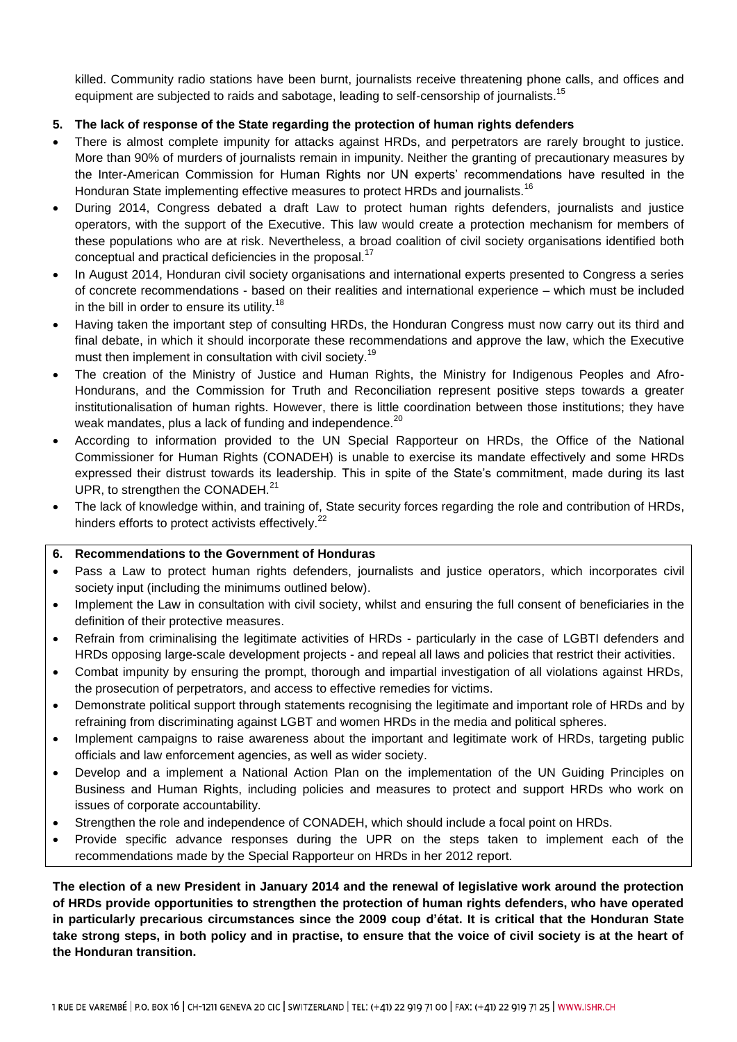killed. Community radio stations have been burnt, journalists receive threatening phone calls, and offices and equipment are subjected to raids and sabotage, leading to self-censorship of journalists.[15]

**5. The lack of response of the State regarding the protection of human rights defenders**

- There is almost complete impunity for attacks against HRDs, and perpetrators are rarely brought to justice. More than 90% of murders of journalists remain in impunity. Neither the granting of precautionary measures by the Inter-American Commission for Human Rights nor UN experts' recommendations have resulted in the Honduran State implementing effective measures to protect HRDs and journalists.[16]
- During 2014, Congress debated a draft Law to protect human rights defenders, journalists and justice operators, with the support of the Executive. This law would create a protection mechanism for members of these populations who are at risk. Nevertheless, a broad coalition of civil society organisations identified both conceptual and practical deficiencies in the proposal.[17]
- In August 2014, Honduran civil society organisations and international experts presented to Congress a series of concrete recommendations - based on their realities and international experience – which must be included in the bill in order to ensure its utility.[18]
- Having taken the important step of consulting HRDs, the Honduran Congress must now carry out its third and final debate, in which it should incorporate these recommendations and approve the law, which the Executive must then implement in consultation with civil society.[19]
- The creation of the Ministry of Justice and Human Rights, the Ministry for Indigenous Peoples and Afro-Hondurans, and the Commission for Truth and Reconciliation represent positive steps towards a greater institutionalisation of human rights. However, there is little coordination between those institutions; they have weak mandates, plus a lack of funding and independence.[20]
- According to information provided to the UN Special Rapporteur on HRDs, the Office of the National Commissioner for Human Rights (CONADEH) is unable to exercise its mandate effectively and some HRDs expressed their distrust towards its leadership. This in spite of the State's commitment, made during its last UPR, to strengthen the CONADEH.[21]
- The lack of knowledge within, and training of, State security forces regarding the role and contribution of HRDs, hinders efforts to protect activists effectively.[22]

**6. Recommendations to the Government of Honduras**

- Pass a Law to protect human rights defenders, journalists and justice operators, which incorporates civil society input (including the minimums outlined below).
- Implement the Law in consultation with civil society, whilst and ensuring the full consent of beneficiaries in the definition of their protective measures.
- Refrain from criminalising the legitimate activities of HRDs - particularly in the case of LGBTI defenders and HRDs opposing large-scale development projects - and repeal all laws and policies that restrict their activities.
- Combat impunity by ensuring the prompt, thorough and impartial investigation of all violations against HRDs, the prosecution of perpetrators, and access to effective remedies for victims.
- Demonstrate political support through statements recognising the legitimate and important role of HRDs and by refraining from discriminating against LGBT and women HRDs in the media and political spheres.
- Implement campaigns to raise awareness about the important and legitimate work of HRDs, targeting public officials and law enforcement agencies, as well as wider society.
- Develop and a implement a National Action Plan on the implementation of the UN Guiding Principles on Business and Human Rights, including policies and measures to protect and support HRDs who work on issues of corporate accountability.
- Strengthen the role and independence of CONADEH, which should include a focal point on HRDs.
- Provide specific advance responses during the UPR on the steps taken to implement each of the recommendations made by the Special Rapporteur on HRDs in her 2012 report.

**The election of a new President in January 2014 and the renewal of legislative work around the protection of HRDs provide opportunities to strengthen the protection of human rights defenders, who have operated in particularly precarious circumstances since the 2009 coup d'état. It is critical that the Honduran State take strong steps, in both policy and in practise, to ensure that the voice of civil society is at the heart of the Honduran transition.**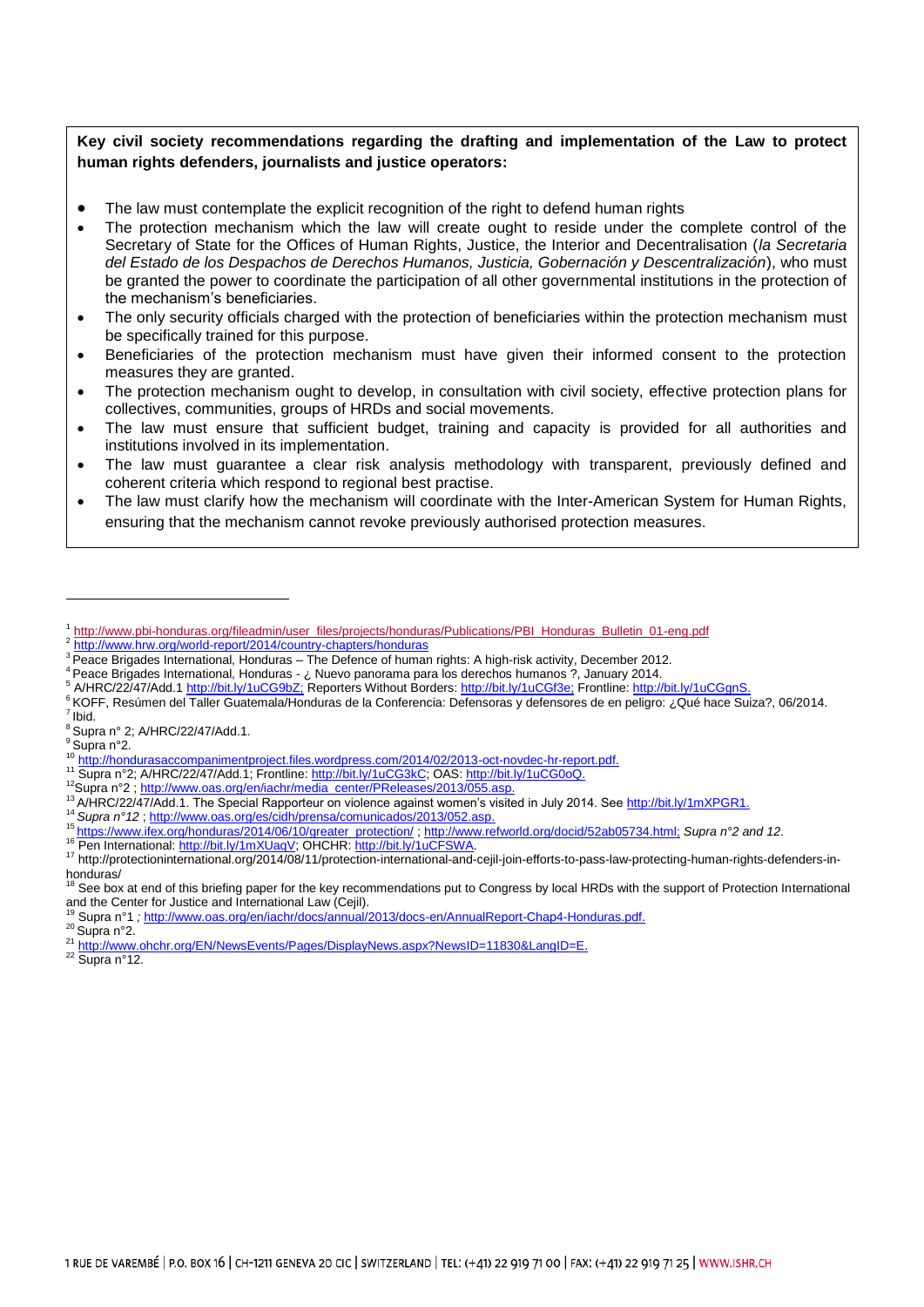**Key civil society recommendations regarding the drafting and implementation of the Law to protect human rights defenders, journalists and justice operators:**

- The law must contemplate the explicit recognition of the right to defend human rights
- The protection mechanism which the law will create ought to reside under the complete control of the Secretary of State for the Offices of Human Rights, Justice, the Interior and Decentralisation (*la Secretaria del Estado de los Despachos de Derechos Humanos, Justicia, Gobernación y Descentralización*), who must be granted the power to coordinate the participation of all other governmental institutions in the protection of the mechanism's beneficiaries.
- The only security officials charged with the protection of beneficiaries within the protection mechanism must be specifically trained for this purpose.
- Beneficiaries of the protection mechanism must have given their informed consent to the protection measures they are granted.
- The protection mechanism ought to develop, in consultation with civil society, effective protection plans for collectives, communities, groups of HRDs and social movements.
- The law must ensure that sufficient budget, training and capacity is provided for all authorities and institutions involved in its implementation.
- The law must guarantee a clear risk analysis methodology with transparent, previously defined and coherent criteria which respond to regional best practise.
- The law must clarify how the mechanism will coordinate with the Inter-American System for Human Rights, ensuring that the mechanism cannot revoke previously authorised protection measures.

---

[1] http://www.pbi-honduras.org/fileadmin/user_files/projects/honduras/Publications/PBI_Honduras_Bulletin_01-eng.pdf

[2] http://www.hrw.org/world-report/2014/country-chapters/honduras

[3] Peace Brigades International, Honduras – The Defence of human rights: A high-risk activity, December 2012.

[4] Peace Brigades International, Honduras - ¿ Nuevo panorama para los derechos humanos ?, January 2014.

[5] A/HRC/22/47/Add.1 http://bit.ly/1uCG9bZ; Reporters Without Borders: http://bit.ly/1uCGf3e; Frontline: http://bit.ly/1uCGgnS.

[6] KOFF, Resúmen del Taller Guatemala/Honduras de la Conferencia: Defensoras y defensores de en peligro: ¿Qué hace Suiza?, 06/2014.

[7] Ibid.

[8] Supra n° 2; A/HRC/22/47/Add.1.

[9] Supra n°2.

[10] http://hondurasaccompanimentproject.files.wordpress.com/2014/02/2013-oct-novdec-hr-report.pdf.

[11] Supra n°2; A/HRC/22/47/Add.1; Frontline: http://bit.ly/1uCG3kC; OAS: http://bit.ly/1uCG0oQ.

[12] Supra n°2 ; http://www.oas.org/en/iachr/media_center/PReleases/2013/055.asp.

[13] A/HRC/22/47/Add.1. The Special Rapporteur on violence against women's visited in July 2014. See http://bit.ly/1mXPGR1.

[14] *Supra n°12* ; http://www.oas.org/es/cidh/prensa/comunicados/2013/052.asp.

[15] https://www.ifex.org/honduras/2014/06/10/greater_protection/ ; http://www.refworld.org/docid/52ab05734.html; *Supra n°2 and 12*.

[16] Pen International: http://bit.ly/1mXUaqV; OHCHR: http://bit.ly/1uCFSWA.

[17] http://protectioninternational.org/2014/08/11/protection-international-and-cejil-join-efforts-to-pass-law-protecting-human-rights-defenders-in-honduras/

[18] See box at end of this briefing paper for the key recommendations put to Congress by local HRDs with the support of Protection International and the Center for Justice and International Law (Cejil).

[19] Supra n°1 *;* http://www.oas.org/en/iachr/docs/annual/2013/docs-en/AnnualReport-Chap4-Honduras.pdf.

[20] Supra n°2.

[21] http://www.ohchr.org/EN/NewsEvents/Pages/DisplayNews.aspx?NewsID=11830&LangID=E.

[22] Supra n°12.

1 RUE DE VAREMBÉ | P.O. BOX 16 | CH-1211 GENEVA 20 CIC | SWITZERLAND | TEL: (+41) 22 919 71 00 | FAX: (+41) 22 919 71 25 | WWW.ISHR.CH